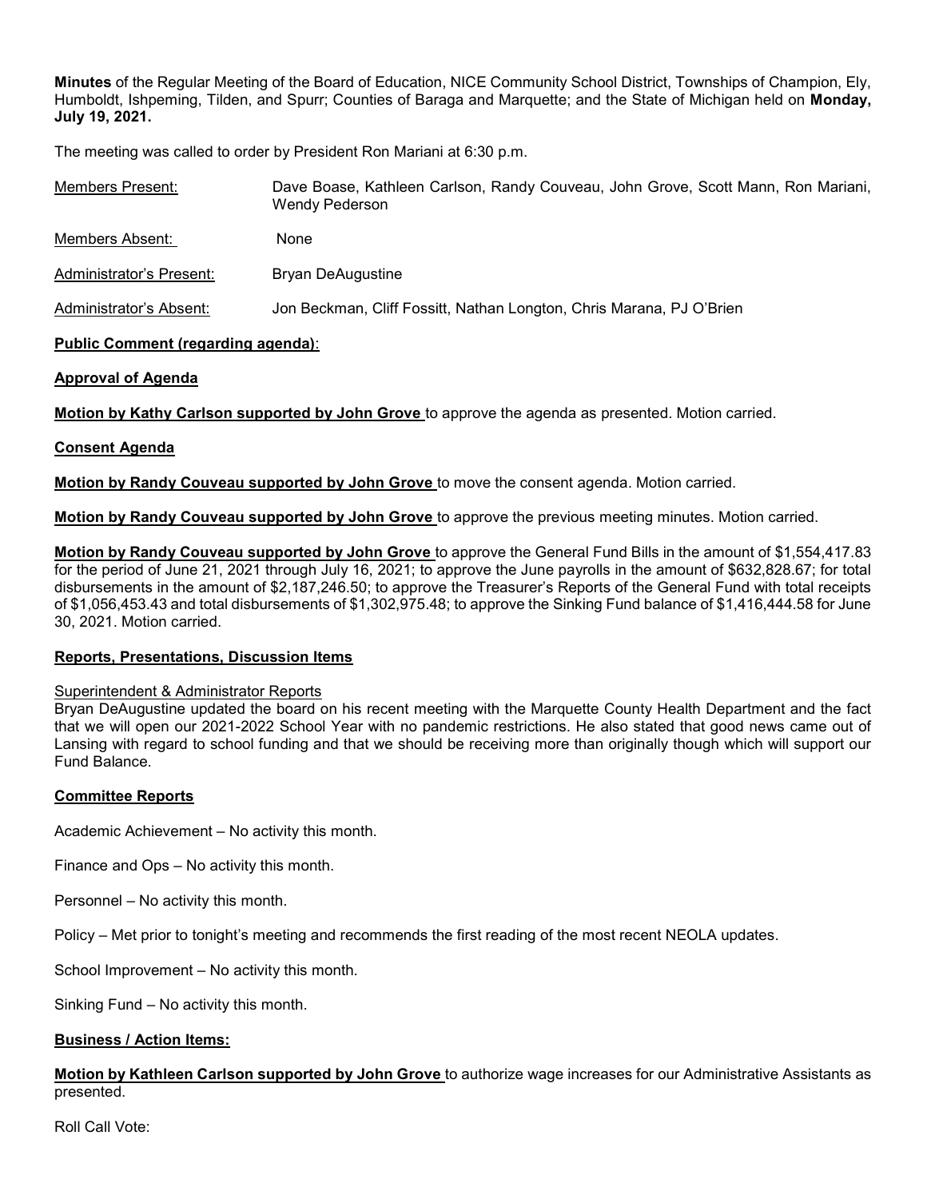**Minutes** of the Regular Meeting of the Board of Education, NICE Community School District, Townships of Champion, Ely, Humboldt, Ishpeming, Tilden, and Spurr; Counties of Baraga and Marquette; and the State of Michigan held on **Monday, July 19, 2021.**

The meeting was called to order by President Ron Mariani at 6:30 p.m.

| | |
|---|---|
| Members Present: | Dave Boase, Kathleen Carlson, Randy Couveau, John Grove, Scott Mann, Ron Mariani, Wendy Pederson |
| Members Absent: | None |
| Administrator's Present: | Bryan DeAugustine |
| Administrator's Absent: | Jon Beckman, Cliff Fossitt, Nathan Longton, Chris Marana, PJ O'Brien |

**Public Comment (regarding agenda)**:

**Approval of Agenda**

**Motion by Kathy Carlson supported by John Grove** to approve the agenda as presented. Motion carried.

**Consent Agenda**

**Motion by Randy Couveau supported by John Grove** to move the consent agenda. Motion carried.

**Motion by Randy Couveau supported by John Grove** to approve the previous meeting minutes. Motion carried.

**Motion by Randy Couveau supported by John Grove** to approve the General Fund Bills in the amount of $1,554,417.83 for the period of June 21, 2021 through July 16, 2021; to approve the June payrolls in the amount of $632,828.67; for total disbursements in the amount of $2,187,246.50; to approve the Treasurer's Reports of the General Fund with total receipts of $1,056,453.43 and total disbursements of $1,302,975.48; to approve the Sinking Fund balance of $1,416,444.58 for June 30, 2021. Motion carried.

**Reports, Presentations, Discussion Items**

Superintendent & Administrator Reports

Bryan DeAugustine updated the board on his recent meeting with the Marquette County Health Department and the fact that we will open our 2021-2022 School Year with no pandemic restrictions. He also stated that good news came out of Lansing with regard to school funding and that we should be receiving more than originally though which will support our Fund Balance.

**Committee Reports**

Academic Achievement – No activity this month.

Finance and Ops – No activity this month.

Personnel – No activity this month.

Policy – Met prior to tonight's meeting and recommends the first reading of the most recent NEOLA updates.

School Improvement – No activity this month.

Sinking Fund – No activity this month.

**Business / Action Items:**

**Motion by Kathleen Carlson supported by John Grove** to authorize wage increases for our Administrative Assistants as presented.

Roll Call Vote: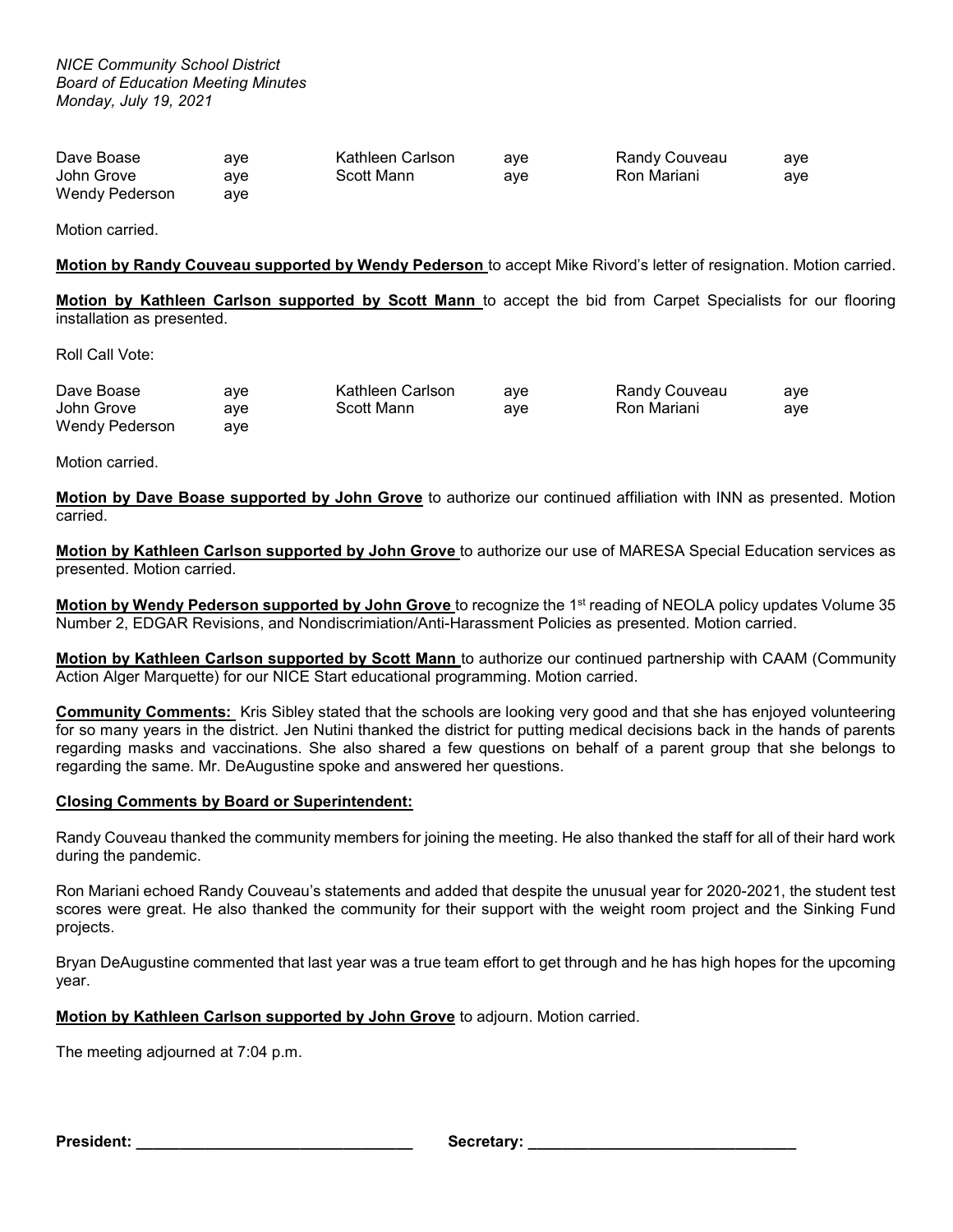Dave Boase aye Kathleen Carlson aye Randy Couveau aye
John Grove aye Scott Mann aye Ron Mariani aye
Wendy Pederson aye

Motion carried.

**Motion by Randy Couveau supported by Wendy Pederson** to accept Mike Rivord's letter of resignation. Motion carried.

**Motion by Kathleen Carlson supported by Scott Mann** to accept the bid from Carpet Specialists for our flooring installation as presented.

Roll Call Vote:

Dave Boase aye Kathleen Carlson aye Randy Couveau aye
John Grove aye Scott Mann aye Ron Mariani aye
Wendy Pederson aye

Motion carried.

**Motion by Dave Boase supported by John Grove** to authorize our continued affiliation with INN as presented. Motion carried.

**Motion by Kathleen Carlson supported by John Grove** to authorize our use of MARESA Special Education services as presented. Motion carried.

**Motion by Wendy Pederson supported by John Grove** to recognize the 1st reading of NEOLA policy updates Volume 35 Number 2, EDGAR Revisions, and Nondiscrimiation/Anti-Harassment Policies as presented. Motion carried.

**Motion by Kathleen Carlson supported by Scott Mann** to authorize our continued partnership with CAAM (Community Action Alger Marquette) for our NICE Start educational programming. Motion carried.

**Community Comments:** Kris Sibley stated that the schools are looking very good and that she has enjoyed volunteering for so many years in the district. Jen Nutini thanked the district for putting medical decisions back in the hands of parents regarding masks and vaccinations. She also shared a few questions on behalf of a parent group that she belongs to regarding the same. Mr. DeAugustine spoke and answered her questions.

**Closing Comments by Board or Superintendent:**

Randy Couveau thanked the community members for joining the meeting. He also thanked the staff for all of their hard work during the pandemic.

Ron Mariani echoed Randy Couveau's statements and added that despite the unusual year for 2020-2021, the student test scores were great. He also thanked the community for their support with the weight room project and the Sinking Fund projects.

Bryan DeAugustine commented that last year was a true team effort to get through and he has high hopes for the upcoming year.

**Motion by Kathleen Carlson supported by John Grove** to adjourn. Motion carried.

The meeting adjourned at 7:04 p.m.

**President:** ______________________________ **Secretary:** ______________________________